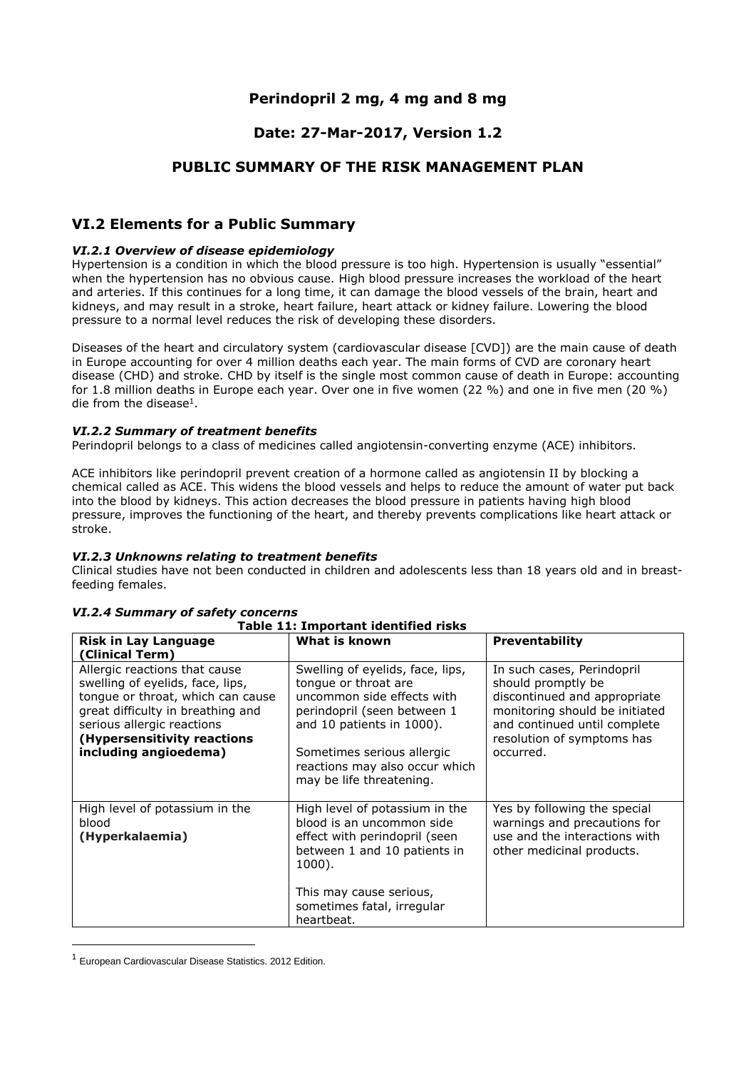# Perindopril 2 mg, 4 mg and 8 mg

## Date: 27-Mar-2017, Version 1.2

## PUBLIC SUMMARY OF THE RISK MANAGEMENT PLAN

## VI.2 Elements for a Public Summary

### *VI.2.1 Overview of disease epidemiology*

Hypertension is a condition in which the blood pressure is too high. Hypertension is usually "essential" when the hypertension has no obvious cause. High blood pressure increases the workload of the heart and arteries. If this continues for a long time, it can damage the blood vessels of the brain, heart and kidneys, and may result in a stroke, heart failure, heart attack or kidney failure. Lowering the blood pressure to a normal level reduces the risk of developing these disorders.

Diseases of the heart and circulatory system (cardiovascular disease [CVD]) are the main cause of death in Europe accounting for over 4 million deaths each year. The main forms of CVD are coronary heart disease (CHD) and stroke. CHD by itself is the single most common cause of death in Europe: accounting for 1.8 million deaths in Europe each year. Over one in five women (22 %) and one in five men (20 %) die from the disease[1].

### *VI.2.2 Summary of treatment benefits*

Perindopril belongs to a class of medicines called angiotensin-converting enzyme (ACE) inhibitors.

ACE inhibitors like perindopril prevent creation of a hormone called as angiotensin II by blocking a chemical called as ACE. This widens the blood vessels and helps to reduce the amount of water put back into the blood by kidneys. This action decreases the blood pressure in patients having high blood pressure, improves the functioning of the heart, and thereby prevents complications like heart attack or stroke.

### *VI.2.3 Unknowns relating to treatment benefits*

Clinical studies have not been conducted in children and adolescents less than 18 years old and in breast-feeding females.

### *VI.2.4 Summary of safety concerns*

**Table 11: Important identified risks**

| **Risk in Lay Language (Clinical Term)** | **What is known** | **Preventability** |
|---|---|---|
| Allergic reactions that cause swelling of eyelids, face, lips, tongue or throat, which can cause great difficulty in breathing and serious allergic reactions **(Hypersensitivity reactions including angioedema)** | Swelling of eyelids, face, lips, tongue or throat are uncommon side effects with perindopril (seen between 1 and 10 patients in 1000).<br><br>Sometimes serious allergic reactions may also occur which may be life threatening. | In such cases, Perindopril should promptly be discontinued and appropriate monitoring should be initiated and continued until complete resolution of symptoms has occurred. |
| High level of potassium in the blood **(Hyperkalaemia)** | High level of potassium in the blood is an uncommon side effect with perindopril (seen between 1 and 10 patients in 1000).<br><br>This may cause serious, sometimes fatal, irregular heartbeat. | Yes by following the special warnings and precautions for use and the interactions with other medicinal products. |

[1] European Cardiovascular Disease Statistics. 2012 Edition.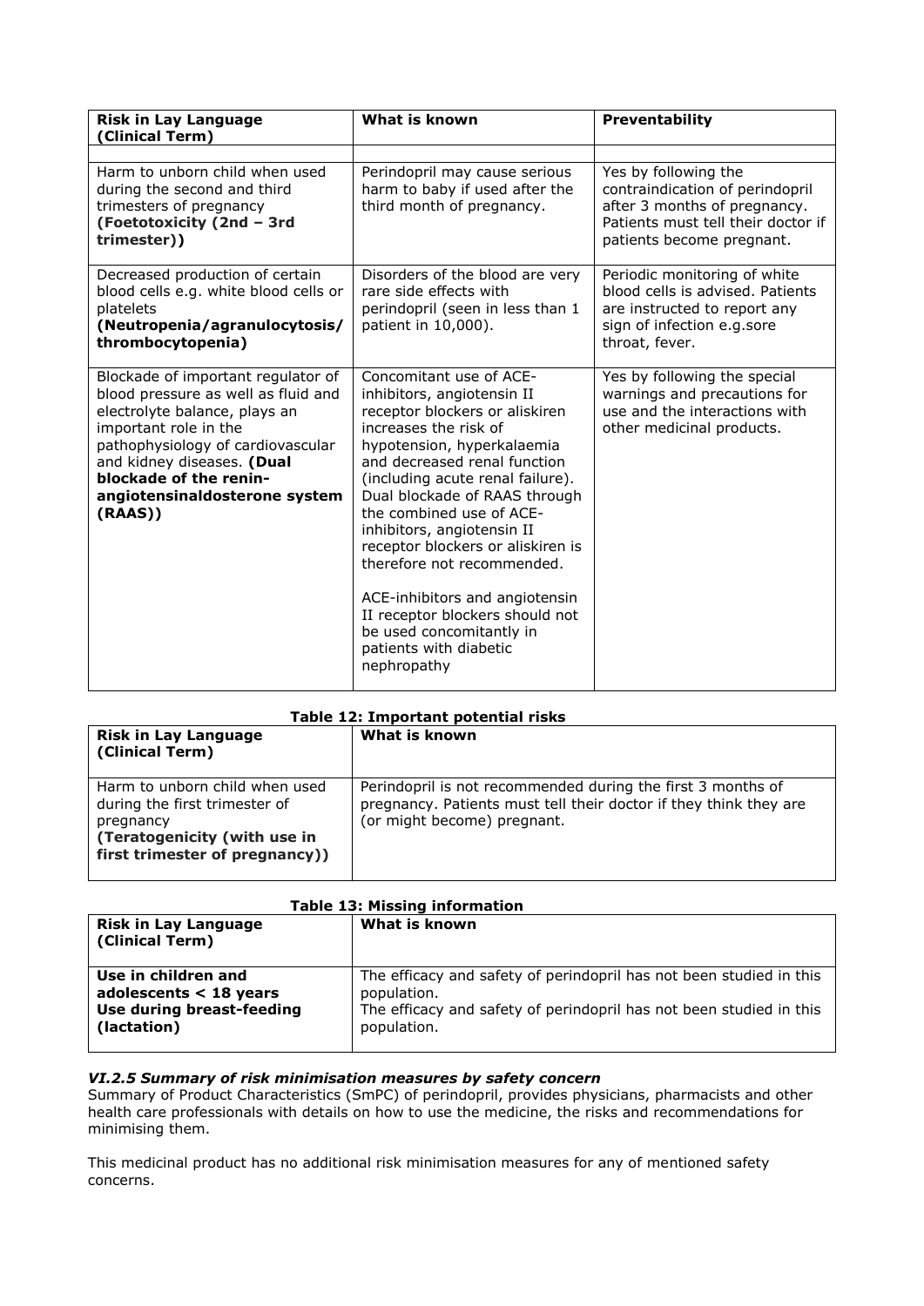| Risk in Lay Language (Clinical Term) | What is known | Preventability |
|---|---|---|
| | | |
| Harm to unborn child when used during the second and third trimesters of pregnancy **(Foetotoxicity (2nd – 3rd trimester))** | Perindopril may cause serious harm to baby if used after the third month of pregnancy. | Yes by following the contraindication of perindopril after 3 months of pregnancy. Patients must tell their doctor if patients become pregnant. |
| Decreased production of certain blood cells e.g. white blood cells or platelets **(Neutropenia/agranulocytosis/ thrombocytopenia)** | Disorders of the blood are very rare side effects with perindopril (seen in less than 1 patient in 10,000). | Periodic monitoring of white blood cells is advised. Patients are instructed to report any sign of infection e.g.sore throat, fever. |
| Blockade of important regulator of blood pressure as well as fluid and electrolyte balance, plays an important role in the pathophysiology of cardiovascular and kidney diseases. **(Dual blockade of the renin-angiotensinaldosterone system (RAAS))** | Concomitant use of ACE-inhibitors, angiotensin II receptor blockers or aliskiren increases the risk of hypotension, hyperkalaemia and decreased renal function (including acute renal failure). Dual blockade of RAAS through the combined use of ACE-inhibitors, angiotensin II receptor blockers or aliskiren is therefore not recommended.<br><br>ACE-inhibitors and angiotensin II receptor blockers should not be used concomitantly in patients with diabetic nephropathy | Yes by following the special warnings and precautions for use and the interactions with other medicinal products. |

**Table 12: Important potential risks**

| Risk in Lay Language (Clinical Term) | What is known |
|---|---|
| Harm to unborn child when used during the first trimester of pregnancy **(Teratogenicity (with use in first trimester of pregnancy))** | Perindopril is not recommended during the first 3 months of pregnancy. Patients must tell their doctor if they think they are (or might become) pregnant. |

**Table 13: Missing information**

| Risk in Lay Language (Clinical Term) | What is known |
|---|---|
| **Use in children and adolescents < 18 years** | The efficacy and safety of perindopril has not been studied in this population. |
| **Use during breast-feeding (lactation)** | The efficacy and safety of perindopril has not been studied in this population. |

### *VI.2.5 Summary of risk minimisation measures by safety concern*

Summary of Product Characteristics (SmPC) of perindopril, provides physicians, pharmacists and other health care professionals with details on how to use the medicine, the risks and recommendations for minimising them.

This medicinal product has no additional risk minimisation measures for any of mentioned safety concerns.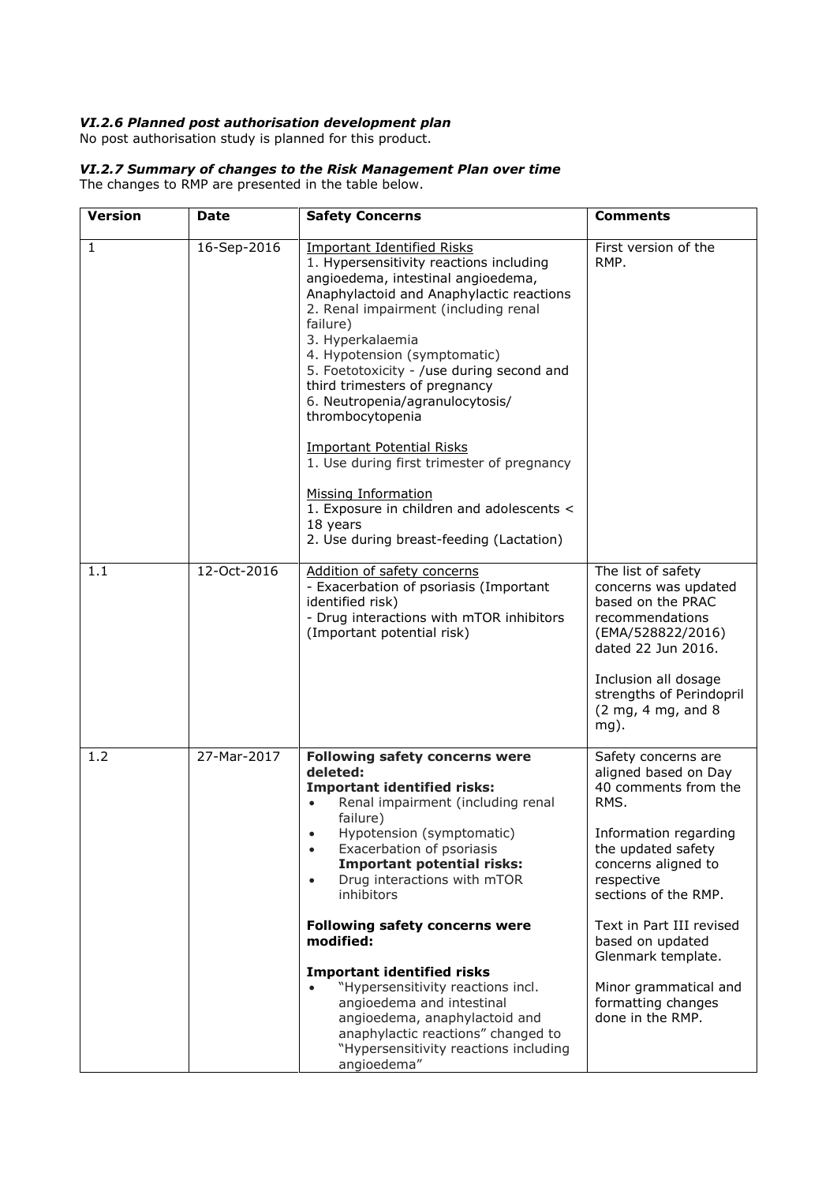### *VI.2.6 Planned post authorisation development plan*

No post authorisation study is planned for this product.

### *VI.2.7 Summary of changes to the Risk Management Plan over time*

The changes to RMP are presented in the table below.

| Version | Date | Safety Concerns | Comments |
|---|---|---|---|
| 1 | 16-Sep-2016 | Important Identified Risks<br>1. Hypersensitivity reactions including angioedema, intestinal angioedema, Anaphylactoid and Anaphylactic reactions<br>2. Renal impairment (including renal failure)<br>3. Hyperkalaemia<br>4. Hypotension (symptomatic)<br>5. Foetotoxicity - /use during second and third trimesters of pregnancy<br>6. Neutropenia/agranulocytosis/ thrombocytopenia<br><br>Important Potential Risks<br>1. Use during first trimester of pregnancy<br><br>Missing Information<br>1. Exposure in children and adolescents < 18 years<br>2. Use during breast-feeding (Lactation) | First version of the RMP. |
| 1.1 | 12-Oct-2016 | Addition of safety concerns<br>- Exacerbation of psoriasis (Important identified risk)<br>- Drug interactions with mTOR inhibitors (Important potential risk) | The list of safety concerns was updated based on the PRAC recommendations (EMA/528822/2016) dated 22 Jun 2016.<br><br>Inclusion all dosage strengths of Perindopril (2 mg, 4 mg, and 8 mg). |
| 1.2 | 27-Mar-2017 | **Following safety concerns were deleted:**<br>**Important identified risks:**<br>• Renal impairment (including renal failure)<br>• Hypotension (symptomatic)<br>• Exacerbation of psoriasis<br>**Important potential risks:**<br>• Drug interactions with mTOR inhibitors<br><br>**Following safety concerns were modified:**<br><br>**Important identified risks**<br>• "Hypersensitivity reactions incl. angioedema and intestinal angioedema, anaphylactoid and anaphylactic reactions" changed to "Hypersensitivity reactions including angioedema" | Safety concerns are aligned based on Day 40 comments from the RMS.<br><br>Information regarding the updated safety concerns aligned to respective sections of the RMP.<br><br>Text in Part III revised based on updated Glenmark template.<br><br>Minor grammatical and formatting changes done in the RMP. |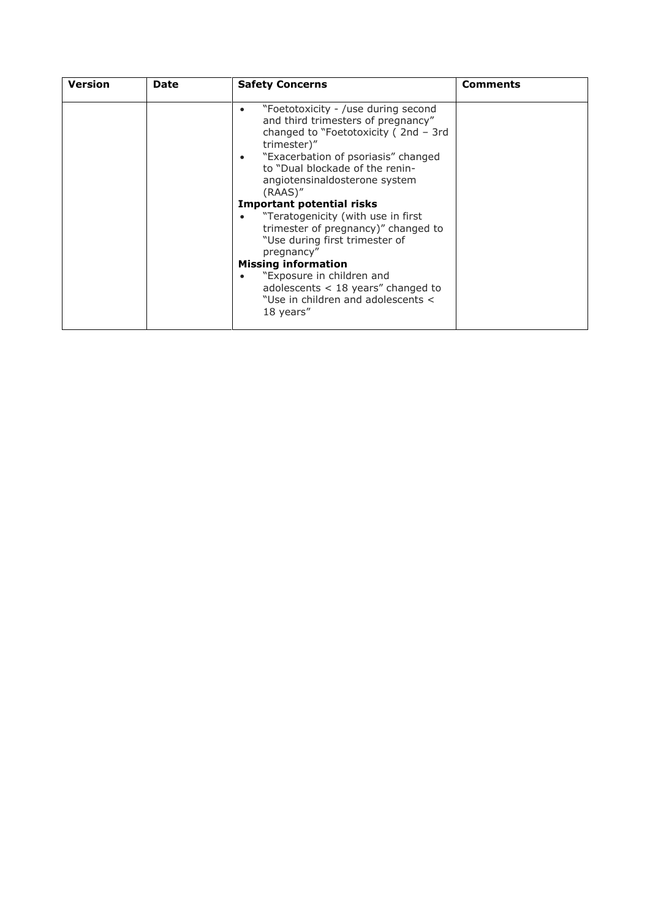| Version | Date | Safety Concerns | Comments |
|---|---|---|---|
| | | <ul><li>"Foetotoxicity - /use during second and third trimesters of pregnancy" changed to "Foetotoxicity ( 2nd – 3rd trimester)"</li><li>"Exacerbation of psoriasis" changed to "Dual blockade of the renin-angiotensinaldosterone system (RAAS)"</li></ul>**Important potential risks**<ul><li>"Teratogenicity (with use in first trimester of pregnancy)" changed to "Use during first trimester of pregnancy"</li></ul>**Missing information**<ul><li>"Exposure in children and adolescents < 18 years" changed to "Use in children and adolescents < 18 years"</li></ul> | |